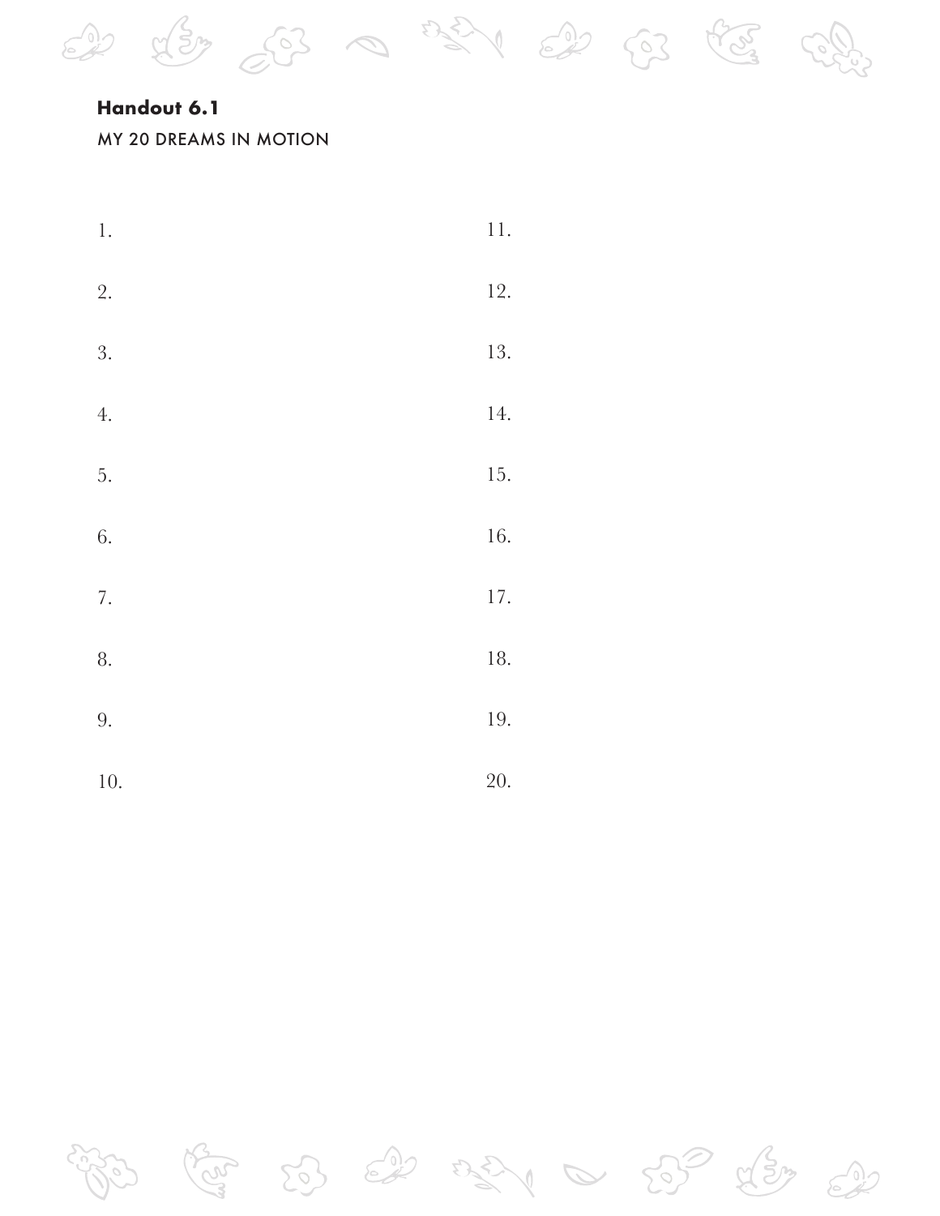**Handout 6.1**

MY 20 DREAMS IN MOTION

1.

2.

3.

4.

5.

6.

7.

8.

9.

10.

11.

12.

13.

14.

15.

16.

17.

18.

19.

20.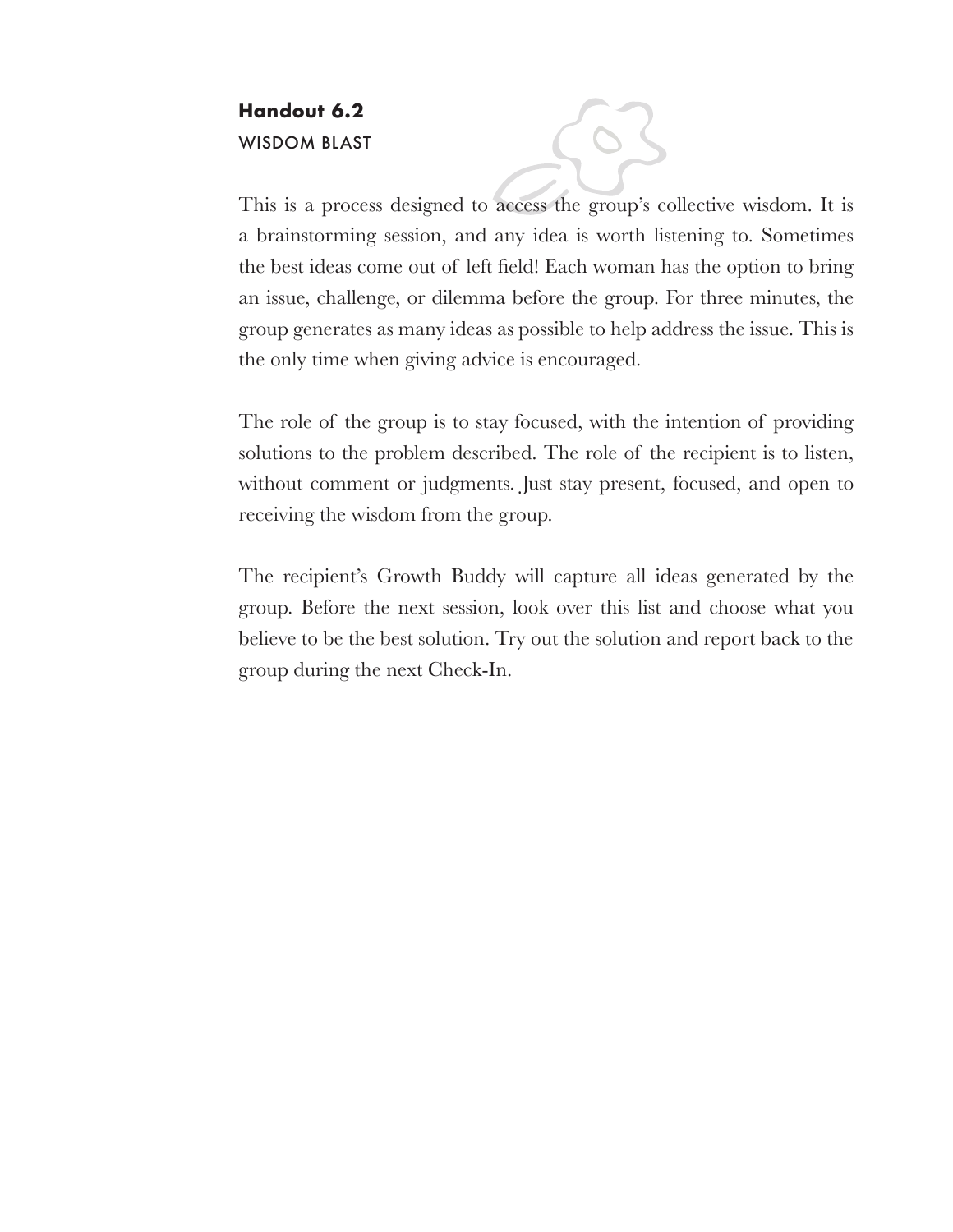**Handout 6.2**

WISDOM BLAST

This is a process designed to access the group's collective wisdom. It is a brainstorming session, and any idea is worth listening to. Sometimes the best ideas come out of left field! Each woman has the option to bring an issue, challenge, or dilemma before the group. For three minutes, the group generates as many ideas as possible to help address the issue. This is the only time when giving advice is encouraged.

The role of the group is to stay focused, with the intention of providing solutions to the problem described. The role of the recipient is to listen, without comment or judgments. Just stay present, focused, and open to receiving the wisdom from the group.

The recipient's Growth Buddy will capture all ideas generated by the group. Before the next session, look over this list and choose what you believe to be the best solution. Try out the solution and report back to the group during the next Check-In.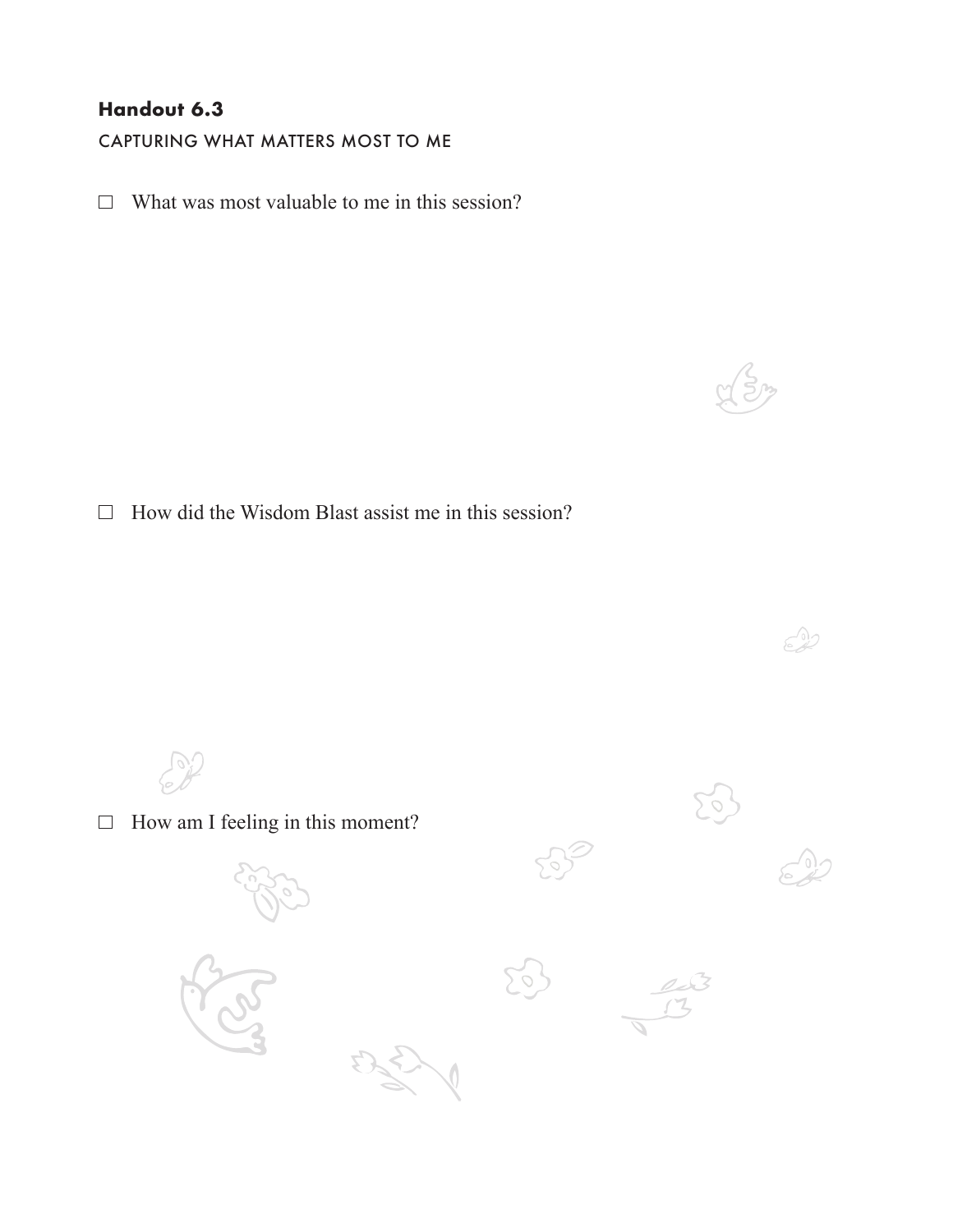**Handout 6.3**

CAPTURING WHAT MATTERS MOST TO ME

- [ ] What was most valuable to me in this session?

- [ ] How did the Wisdom Blast assist me in this session?

- [ ] How am I feeling in this moment?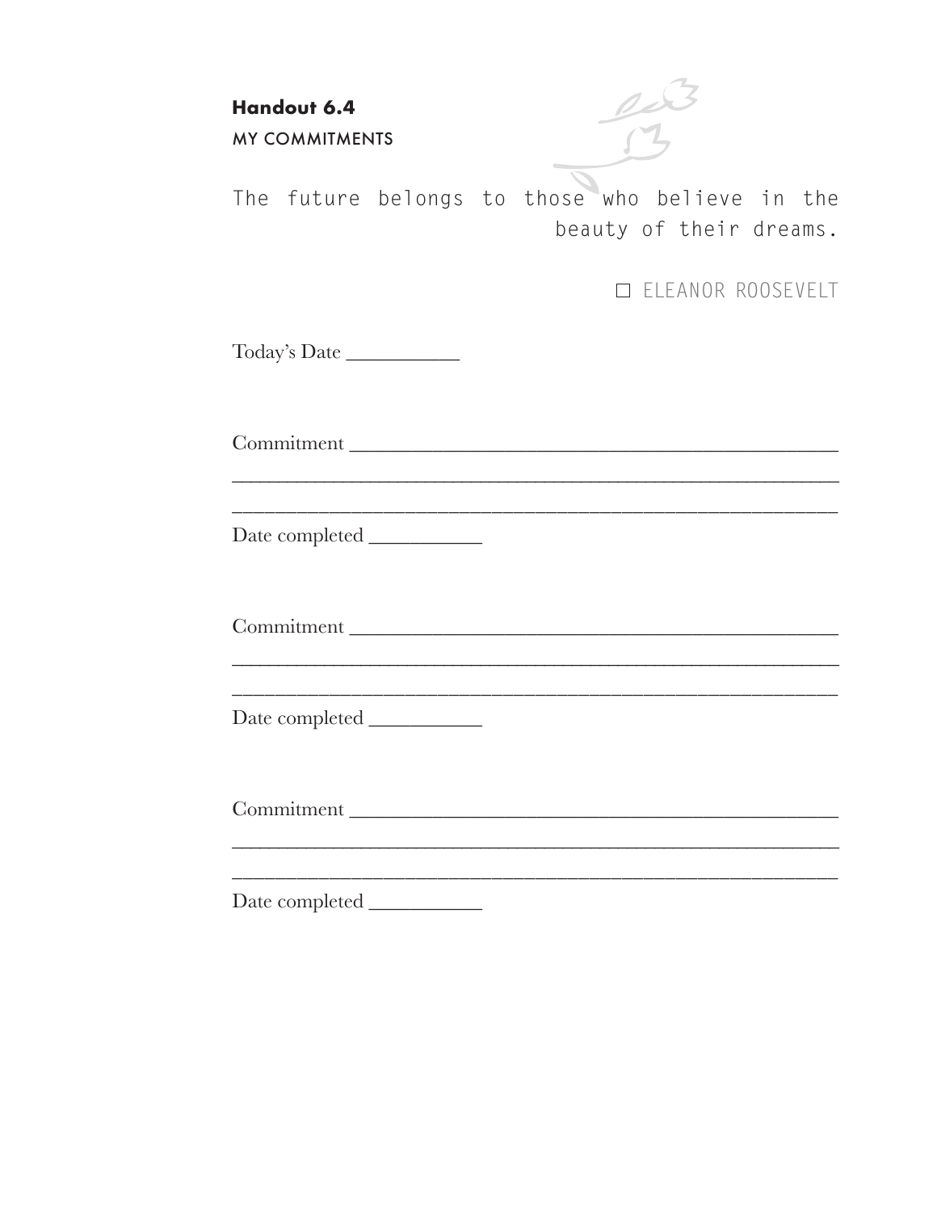**Handout 6.4**

MY COMMITMENTS

> The future belongs to those who believe in the beauty of their dreams.
>
> □ ELEANOR ROOSEVELT

Today's Date ___________

Commitment ______________________________________________

______________________________________________________

______________________________________________________

Date completed ___________

Commitment ______________________________________________

______________________________________________________

______________________________________________________

Date completed ___________

Commitment ______________________________________________

______________________________________________________

______________________________________________________

Date completed ___________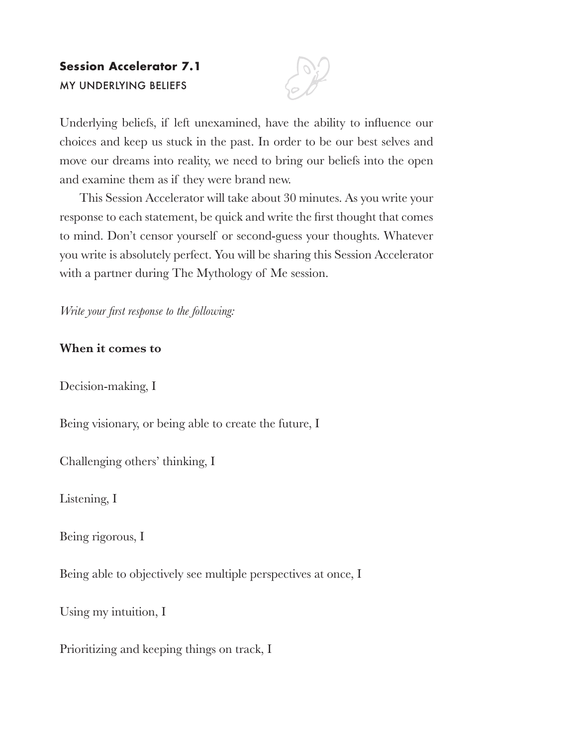### Session Accelerator 7.1

MY UNDERLYING BELIEFS

Underlying beliefs, if left unexamined, have the ability to influence our choices and keep us stuck in the past. In order to be our best selves and move our dreams into reality, we need to bring our beliefs into the open and examine them as if they were brand new.

This Session Accelerator will take about 30 minutes. As you write your response to each statement, be quick and write the first thought that comes to mind. Don't censor yourself or second-guess your thoughts. Whatever you write is absolutely perfect. You will be sharing this Session Accelerator with a partner during The Mythology of Me session.

*Write your first response to the following:*

**When it comes to**

Decision-making, I

Being visionary, or being able to create the future, I

Challenging others' thinking, I

Listening, I

Being rigorous, I

Being able to objectively see multiple perspectives at once, I

Using my intuition, I

Prioritizing and keeping things on track, I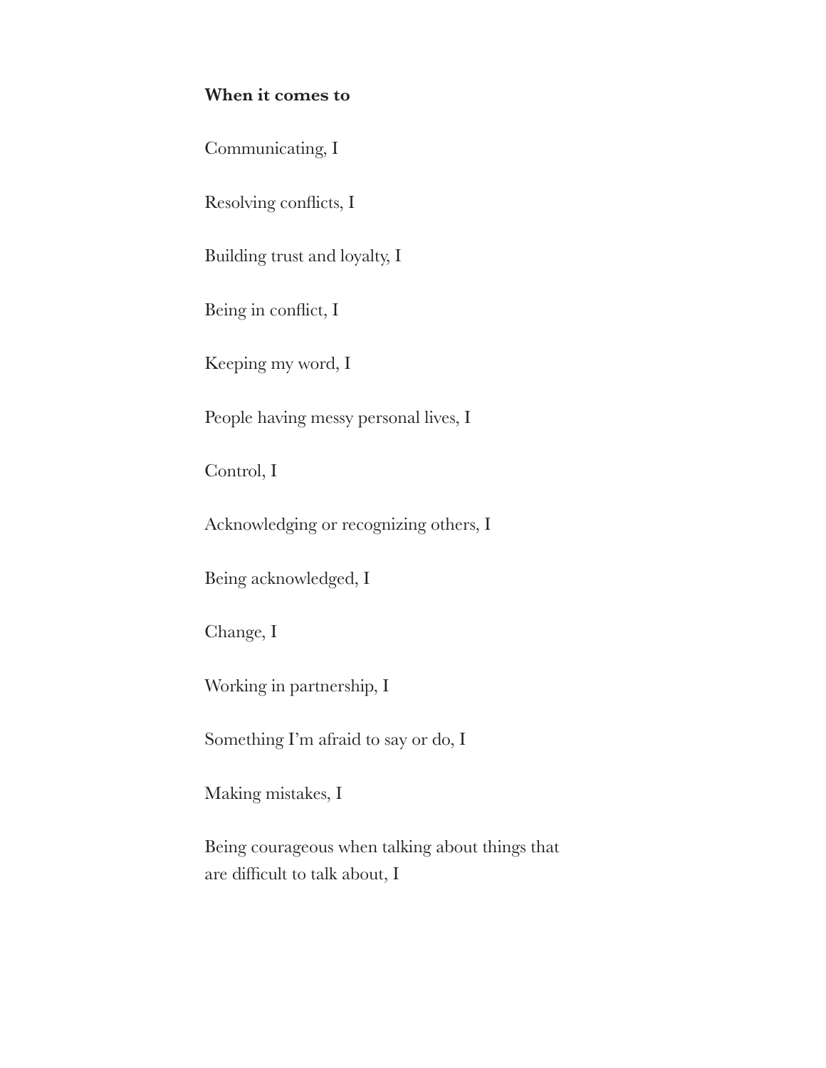**When it comes to**

Communicating, I

Resolving conflicts, I

Building trust and loyalty, I

Being in conflict, I

Keeping my word, I

People having messy personal lives, I

Control, I

Acknowledging or recognizing others, I

Being acknowledged, I

Change, I

Working in partnership, I

Something I'm afraid to say or do, I

Making mistakes, I

Being courageous when talking about things that are difficult to talk about, I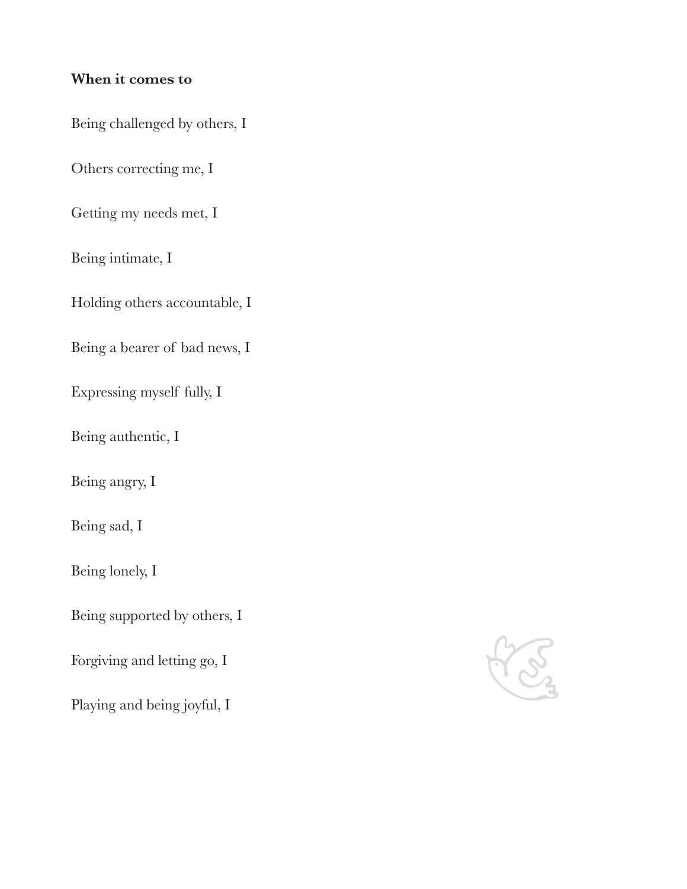**When it comes to**

Being challenged by others, I

Others correcting me, I

Getting my needs met, I

Being intimate, I

Holding others accountable, I

Being a bearer of bad news, I

Expressing myself fully, I

Being authentic, I

Being angry, I

Being sad, I

Being lonely, I

Being supported by others, I

Forgiving and letting go, I

Playing and being joyful, I